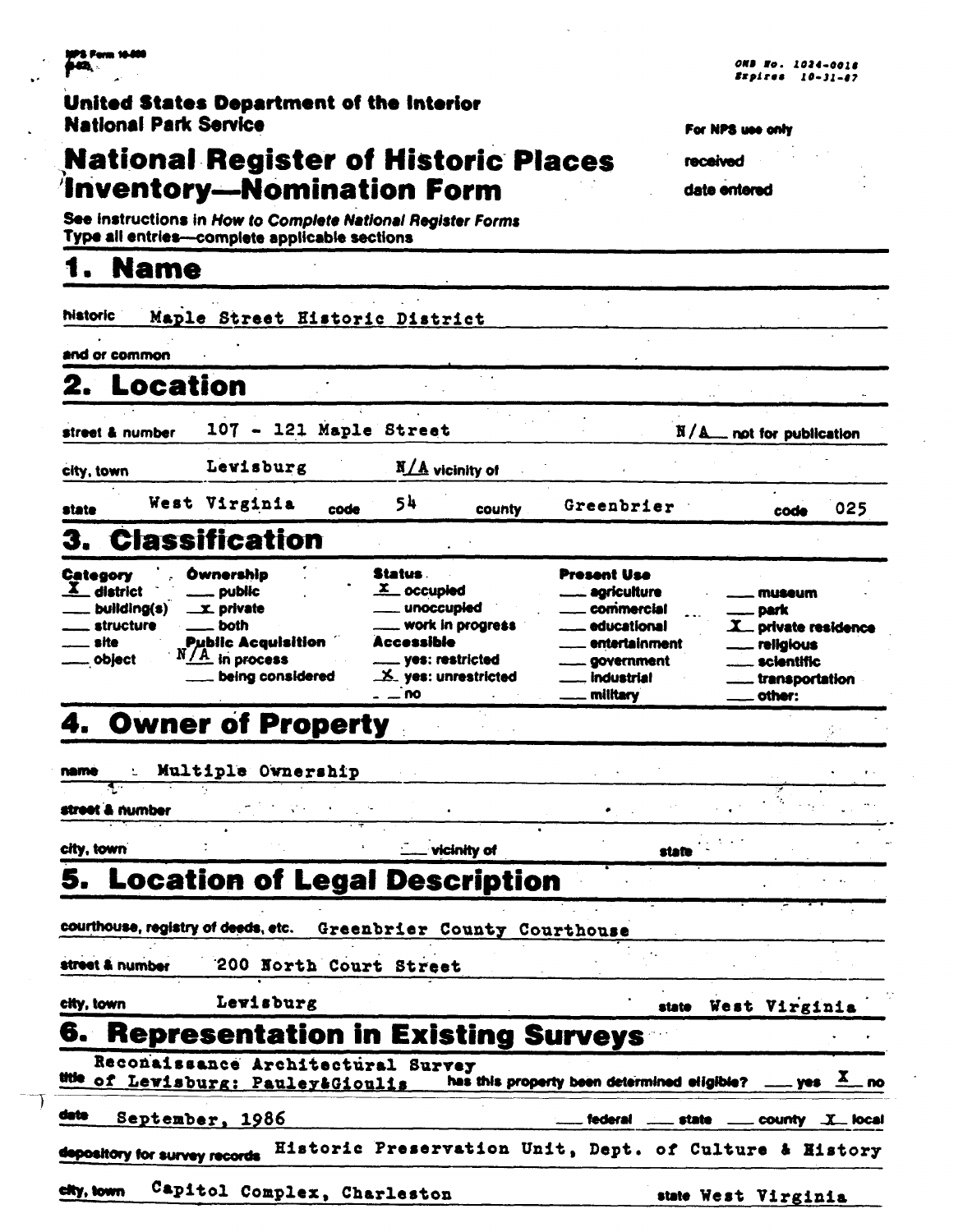NPS Form 10-900 (3-82)

OMB No. 1024-0018
Expires 10-31-87

**United States Department of the Interior**
**National Park Service**

For NPS use only
received
date entered

# National Register of Historic Places Inventory—Nomination Form

See instructions in *How to Complete National Register Forms*
Type all entries—complete applicable sections

## 1. Name

historic: Maple Street Historic District

and or common:

## 2. Location

street & number: 107 - 121 Maple Street — N/A not for publication

city, town: Lewisburg — N/A vicinity of

state: West Virginia — code: 54 — county: Greenbrier — code: 025

## 3. Classification

| Category | Ownership | Status | Present Use | |
|---|---|---|---|---|
| X district | ___ public | X occupied | ___ agriculture | ___ museum |
| ___ building(s) | X private | ___ unoccupied | ___ commercial | ___ park |
| ___ structure | ___ both | ___ work in progress | ___ educational | X private residence |
| ___ site | **Public Acquisition** | **Accessible** | ___ entertainment | ___ religious |
| ___ object | N/A in process | ___ yes: restricted | ___ government | ___ scientific |
| | ___ being considered | X yes: unrestricted | ___ industrial | ___ transportation |
| | | ___ no | ___ military | ___ other: |

## 4. Owner of Property

name: Multiple Ownership

street & number:

city, town: — ___ vicinity of — state:

## 5. Location of Legal Description

courthouse, registry of deeds, etc.: Greenbrier County Courthouse

street & number: 200 North Court Street

city, town: Lewisburg — state: West Virginia

## 6. Representation in Existing Surveys

title: Reconaissance Architectural Survey of Lewisburg: Pauley&Gioulis — has this property been determined eligible? ___ yes X no

date: September, 1986 — ___ federal ___ state ___ county X local

depository for survey records: Historic Preservation Unit, Dept. of Culture & History

city, town: Capitol Complex, Charleston — state: West Virginia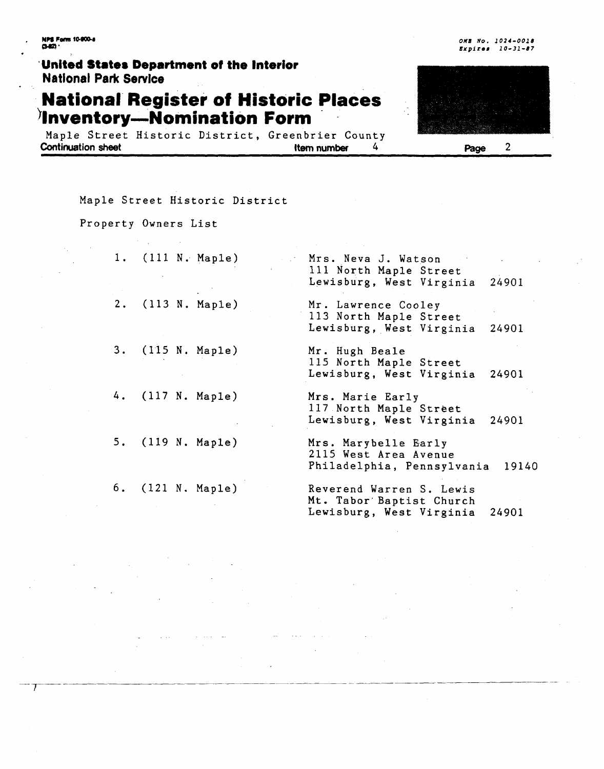Maple Street Historic District

Property Owners List

1. (111 N. Maple) — Mrs. Neva J. Watson
   111 North Maple Street
   Lewisburg, West Virginia 24901

2. (113 N. Maple) — Mr. Lawrence Cooley
   113 North Maple Street
   Lewisburg, West Virginia 24901

3. (115 N. Maple) — Mr. Hugh Beale
   115 North Maple Street
   Lewisburg, West Virginia 24901

4. (117 N. Maple) — Mrs. Marie Early
   117 North Maple Street
   Lewisburg, West Virginia 24901

5. (119 N. Maple) — Mrs. Marybelle Early
   2115 West Area Avenue
   Philadelphia, Pennsylvania 19140

6. (121 N. Maple) — Reverend Warren S. Lewis
   Mt. Tabor Baptist Church
   Lewisburg, West Virginia 24901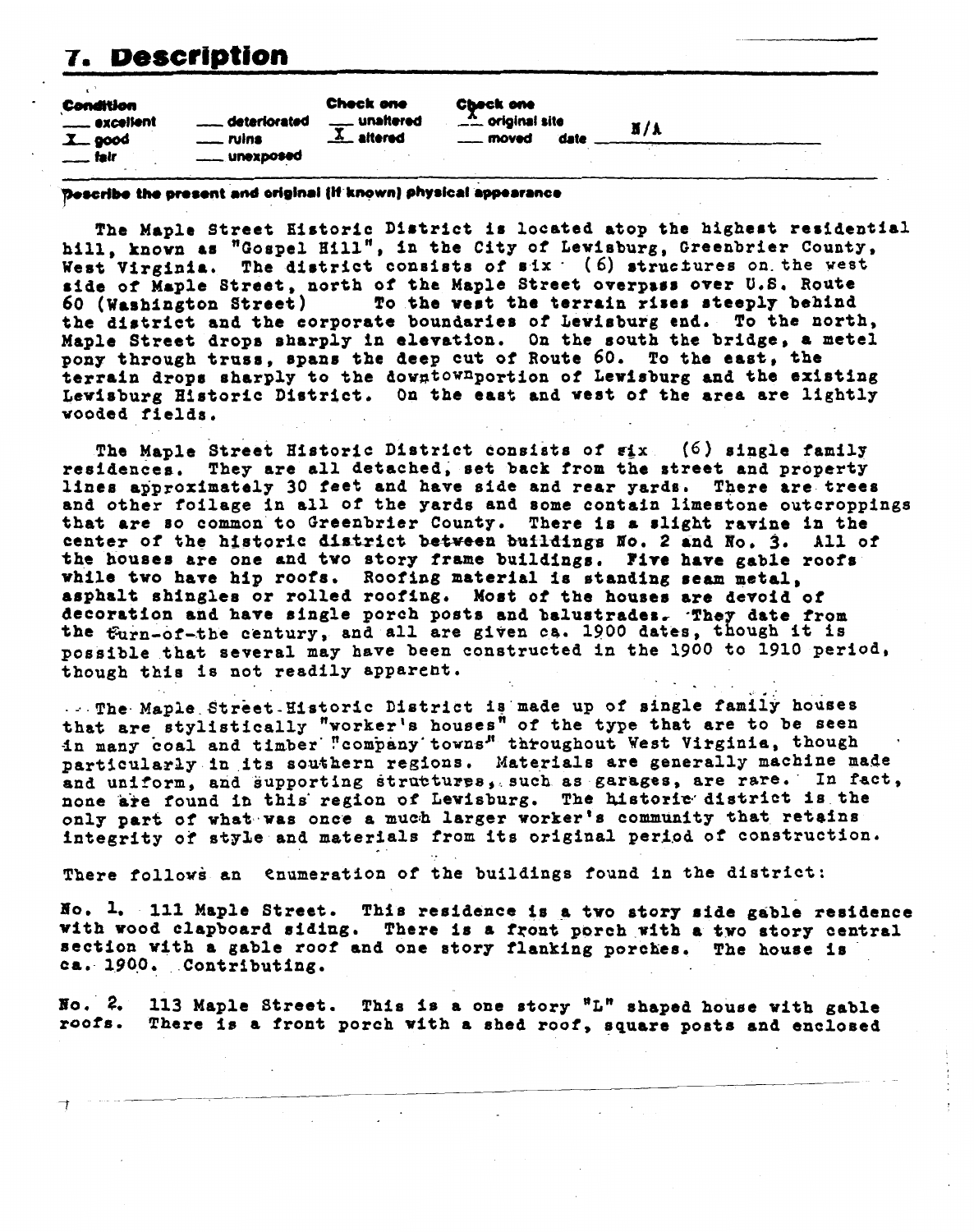# 7. Description

| Condition | | Check one | Check one |
|---|---|---|---|
| ___ excellent | ___ deteriorated | ___ unaltered | X original site |
| X good | ___ ruins | X altered | ___ moved date N/A |
| ___ fair | ___ unexposed | | |

**Describe the present and original (if known) physical appearance**

The Maple Street Historic District is located atop the highest residential hill, known as "Gospel Hill", in the City of Lewisburg, Greenbrier County, West Virginia. The district consists of six (6) structures on the west side of Maple Street, north of the Maple Street overpass over U.S. Route 60 (Washington Street) To the west the terrain rises steeply behind the district and the corporate boundaries of Lewisburg end. To the north, Maple Street drops sharply in elevation. On the south the bridge, a metel pony through truss, spans the deep cut of Route 60. To the east, the terrain drops sharply to the downtownportion of Lewisburg and the existing Lewisburg Historic District. On the east and west of the area are lightly wooded fields.

The Maple Street Historic District consists of six (6) single family residences. They are all detached, set back from the street and property lines approximately 30 feet and have side and rear yards. There are trees and other foilage in all of the yards and some contain limestone outcroppings that are so common to Greenbrier County. There is a slight ravine in the center of the historic district between buildings No. 2 and No. 3. All of the houses are one and two story frame buildings. Five have gable roofs while two have hip roofs. Roofing material is standing seam metal, asphalt shingles or rolled roofing. Most of the houses are devoid of decoration and have single porch posts and balustrades. They date from the turn-of-the century, and all are given ca. 1900 dates, though it is possible that several may have been constructed in the 1900 to 1910 period, though this is not readily apparent.

The Maple Street Historic District is made up of single family houses that are stylistically "worker's houses" of the type that are to be seen in many coal and timber "company towns" throughout West Virginia, though particularly in its southern regions. Materials are generally machine made and uniform, and supporting structures, such as garages, are rare. In fact, none are found in this region of Lewisburg. The historic district is the only part of what was once a much larger worker's community that retains integrity of style and materials from its original period of construction.

There follows an enumeration of the buildings found in the district:

No. 1. 111 Maple Street. This residence is a two story side gable residence with wood clapboard siding. There is a front porch with a two story central section with a gable roof and one story flanking porches. The house is ca. 1900. Contributing.

No. 2. 113 Maple Street. This is a one story "L" shaped house with gable roofs. There is a front porch with a shed roof, square posts and enclosed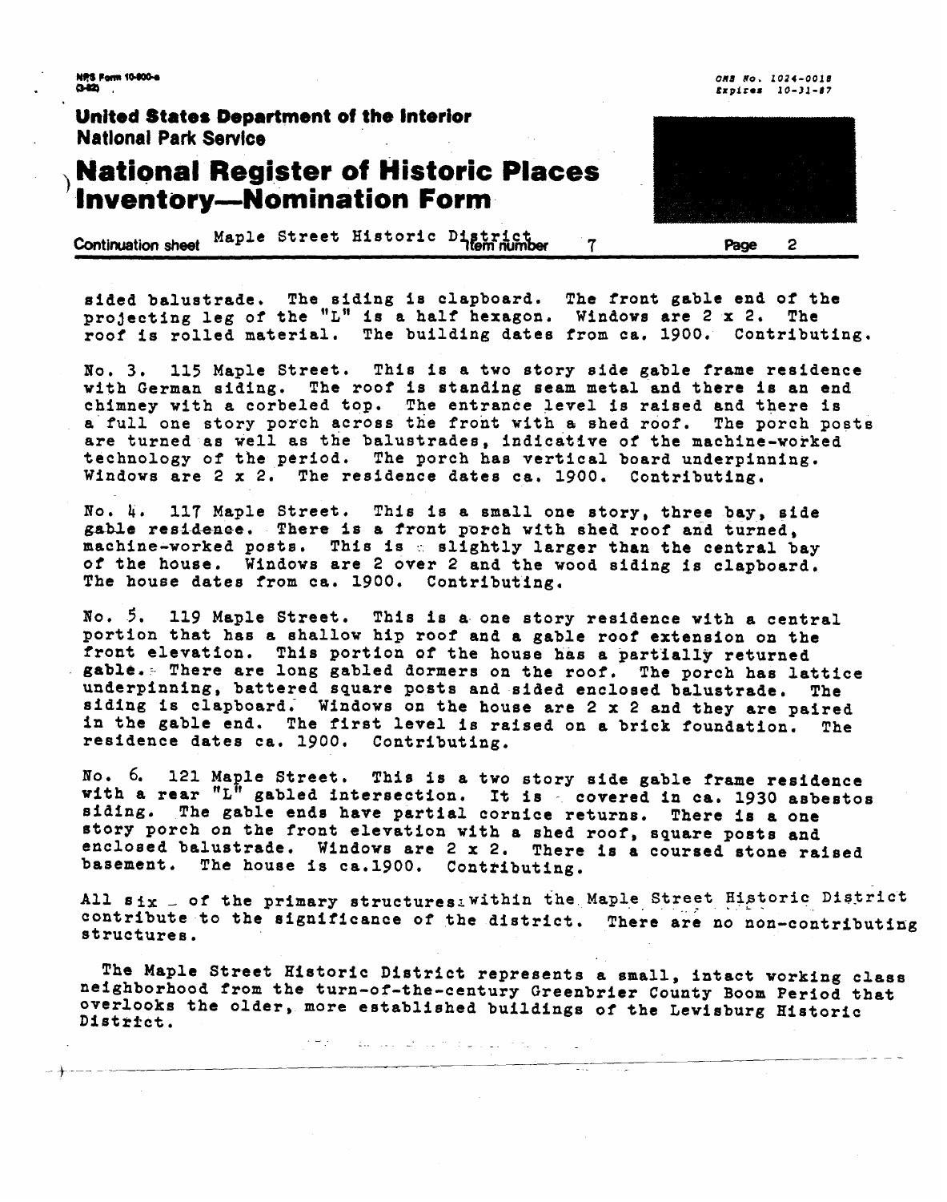sided balustrade. The siding is clapboard. The front gable end of the projecting leg of the "L" is a half hexagon. Windows are 2 x 2. The roof is rolled material. The building dates from ca. 1900. Contributing.

No. 3. 115 Maple Street. This is a two story side gable frame residence with German siding. The roof is standing seam metal and there is an end chimney with a corbeled top. The entrance level is raised and there is a full one story porch across the front with a shed roof. The porch posts are turned as well as the balustrades, indicative of the machine-worked technology of the period. The porch has vertical board underpinning. Windows are 2 x 2. The residence dates ca. 1900. Contributing.

No. 4. 117 Maple Street. This is a small one story, three bay, side gable residence. There is a front porch with shed roof and turned, machine-worked posts. This is slightly larger than the central bay of the house. Windows are 2 over 2 and the wood siding is clapboard. The house dates from ca. 1900. Contributing.

No. 5. 119 Maple Street. This is a one story residence with a central portion that has a shallow hip roof and a gable roof extension on the front elevation. This portion of the house has a partially returned gable. There are long gabled dormers on the roof. The porch has lattice underpinning, battered square posts and sided enclosed balustrade. The siding is clapboard. Windows on the house are 2 x 2 and they are paired in the gable end. The first level is raised on a brick foundation. The residence dates ca. 1900. Contributing.

No. 6. 121 Maple Street. This is a two story side gable frame residence with a rear "L" gabled intersection. It is covered in ca. 1930 asbestos siding. The gable ends have partial cornice returns. There is a one story porch on the front elevation with a shed roof, square posts and enclosed balustrade. Windows are 2 x 2. There is a coursed stone raised basement. The house is ca.1900. Contributing.

All six of the primary structures within the Maple Street Historic District contribute to the significance of the district. There are no non-contributing structures.

The Maple Street Historic District represents a small, intact working class neighborhood from the turn-of-the-century Greenbrier County Boom Period that overlooks the older, more established buildings of the Lewisburg Historic District.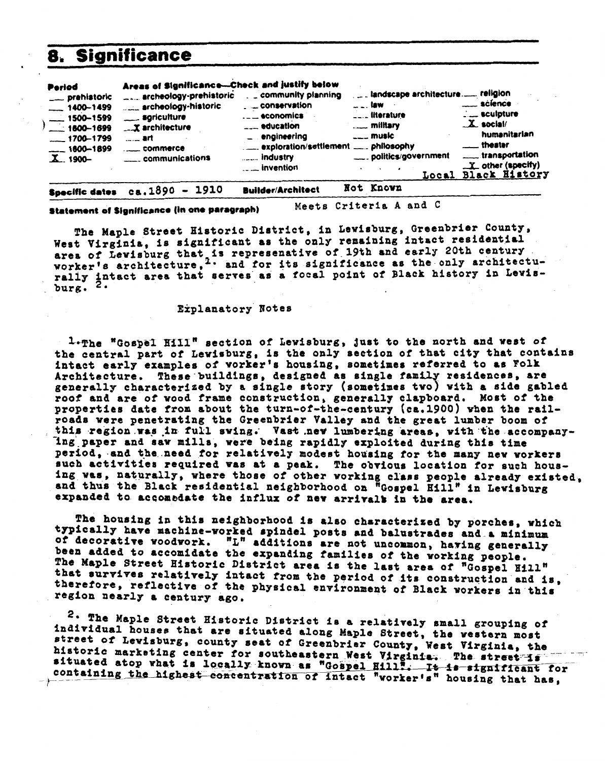# 8. Significance

| Period | Areas of Significance—Check and justify below | | | |
|---|---|---|---|---|
| ___ prehistoric | ___ archeology-prehistoric | ___ community planning | ___ landscape architecture | ___ religion |
| ___ 1400–1499 | ___ archeology-historic | ___ conservation | ___ law | ___ science |
| ___ 1500–1599 | ___ agriculture | ___ economics | ___ literature | ___ sculpture |
| ___ 1600–1699 | _X_ architecture | ___ education | ___ military | _X_ social/humanitarian |
| ___ 1700–1799 | ___ art | ___ engineering | ___ music | ___ theater |
| ___ 1800–1899 | ___ commerce | ___ exploration/settlement | ___ philosophy | ___ transportation |
| _X_ 1900– | ___ communications | ___ industry | ___ politics/government | _X_ other (specify) Local Black History |
| | | ___ invention | | |

**Specific dates** ca.1890 - 1910 **Builder/Architect** Not Known

**Statement of Significance (in one paragraph)** Meets Criteria A and C

The Maple Street Historic District, in Lewisburg, Greenbrier County, West Virginia, is significant as the only remaining intact residential area of Lewisburg that is represenative of 19th and early 20th century worker's architecture,[1.] and for its significance as the only architecturally intact area that serves as a focal point of Black history in Lewisburg. [2.]

Explanatory Notes

1. The "Gospel Hill" section of Lewisburg, just to the north and west of the central part of Lewisburg, is the only section of that city that contains intact early examples of worker's housing, sometimes referred to as Folk Architecture. These buildings, designed as single family residences, are generally characterized by a single story (sometimes two) with a side gabled roof and are of wood frame construction, generally clapboard. Most of the properties date from about the turn-of-the-century (ca.1900) when the railroads were penetrating the Greenbrier Valley and the great lumber boom of this region was in full swing. Vast new lumbering areas, with the accompanying paper and saw mills, were being rapidly exploited during this time period, and the need for relatively modest housing for the many new workers such activities required was at a peak. The obvious location for such housing was, naturally, where those of other working class people already existed, and thus the Black residential neighborhood on "Gospel Hill" in Lewisburg expanded to accomodate the influx of new arrivals in the area.

The housing in this neighborhood is also characterized by porches, which typically have machine-worked spindel posts and balustrades and a minimum of decorative woodwork. "L" additions are not uncommon, having generally been added to accomidate the expanding families of the working people. The Maple Street Historic District area is the last area of "Gospel Hill" that survives relatively intact from the period of its construction and is, therefore, reflective of the physical environment of Black workers in this region nearly a century ago.

2. The Maple Street Historic District is a relatively small grouping of individual houses that are situated along Maple Street, the western most street of Lewisburg, county seat of Greenbrier County, West Virginia, the historic marketing center for southeastern West Virginia. The street is situated atop what is locally known as "Gospel Hill". It is significant for containing the highest concentration of intact "worker's" housing that has,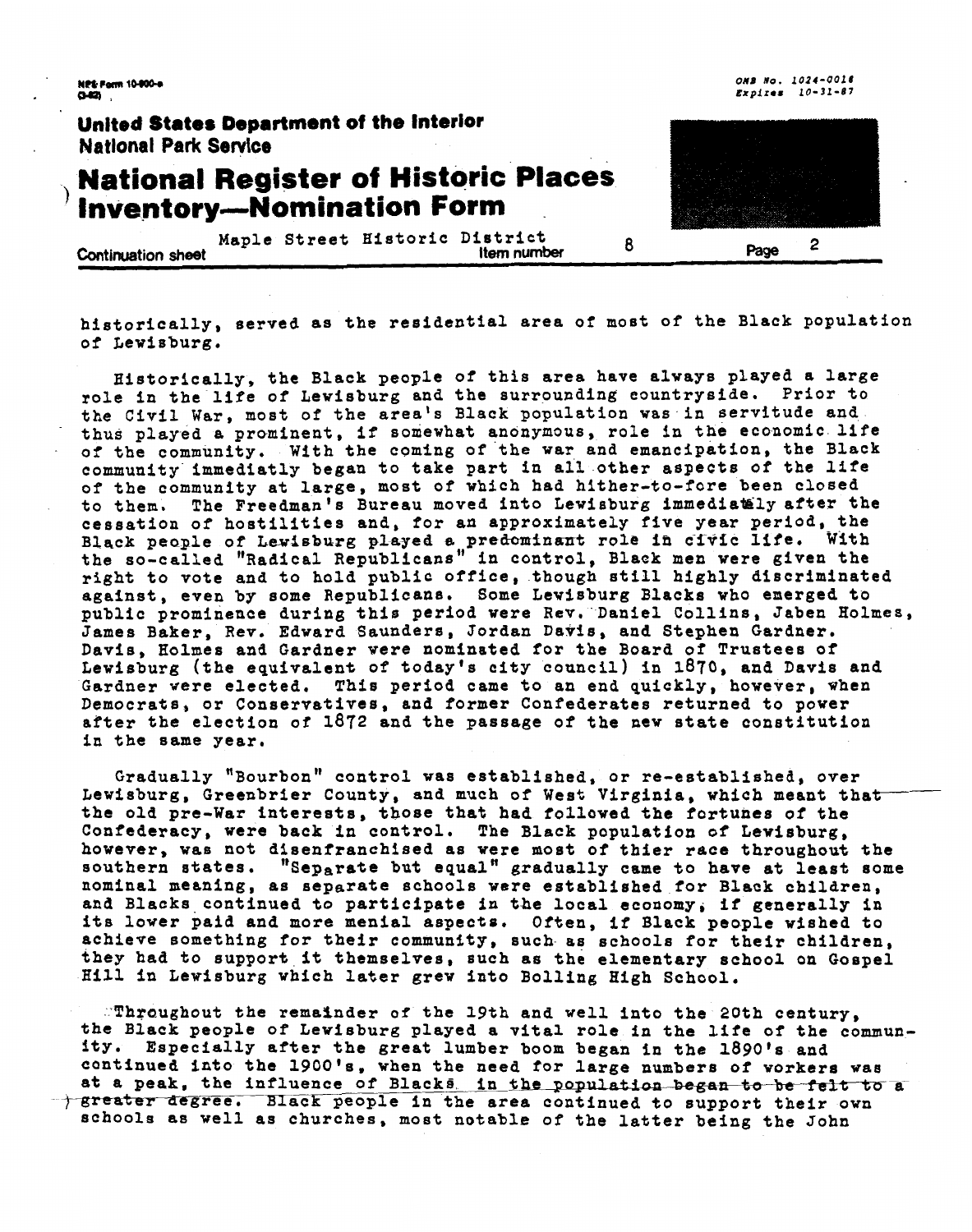historically, served as the residential area of most of the Black population of Lewisburg.

Historically, the Black people of this area have always played a large role in the life of Lewisburg and the surrounding countryside. Prior to the Civil War, most of the area's Black population was in servitude and thus played a prominent, if somewhat anonymous, role in the economic life of the community. With the coming of the war and emancipation, the Black community immediatly began to take part in all other aspects of the life of the community at large, most of which had hither-to-fore been closed to them. The Freedman's Bureau moved into Lewisburg immediately after the cessation of hostilities and, for an approximately five year period, the Black people of Lewisburg played a predominant role in civic life. With the so-called "Radical Republicans" in control, Black men were given the right to vote and to hold public office, though still highly discriminated against, even by some Republicans. Some Lewisburg Blacks who emerged to public prominence during this period were Rev. Daniel Collins, Jaben Holmes, James Baker, Rev. Edward Saunders, Jordan Davis, and Stephen Gardner. Davis, Holmes and Gardner were nominated for the Board of Trustees of Lewisburg (the equivalent of today's city council) in 1870, and Davis and Gardner were elected. This period came to an end quickly, however, when Democrats, or Conservatives, and former Confederates returned to power after the election of 1872 and the passage of the new state constitution in the same year.

Gradually "Bourbon" control was established, or re-established, over Lewisburg, Greenbrier County, and much of West Virginia, which meant that the old pre-War interests, those that had followed the fortunes of the Confederacy, were back in control. The Black population of Lewisburg, however, was not disenfranchised as were most of thier race throughout the southern states. "Separate but equal" gradually came to have at least some nominal meaning, as separate schools were established for Black children, and Blacks continued to participate in the local economy, if generally in its lower paid and more menial aspects. Often, if Black people wished to achieve something for their community, such as schools for their children, they had to support it themselves, such as the elementary school on Gospel Hill in Lewisburg which later grew into Bolling High School.

Throughout the remainder of the 19th and well into the 20th century, the Black people of Lewisburg played a vital role in the life of the community. Especially after the great lumber boom began in the 1890's and continued into the 1900's, when the need for large numbers of workers was at a peak, the influence of Blacks in the population began to be felt to a greater degree. Black people in the area continued to support their own schools as well as churches, most notable of the latter being the John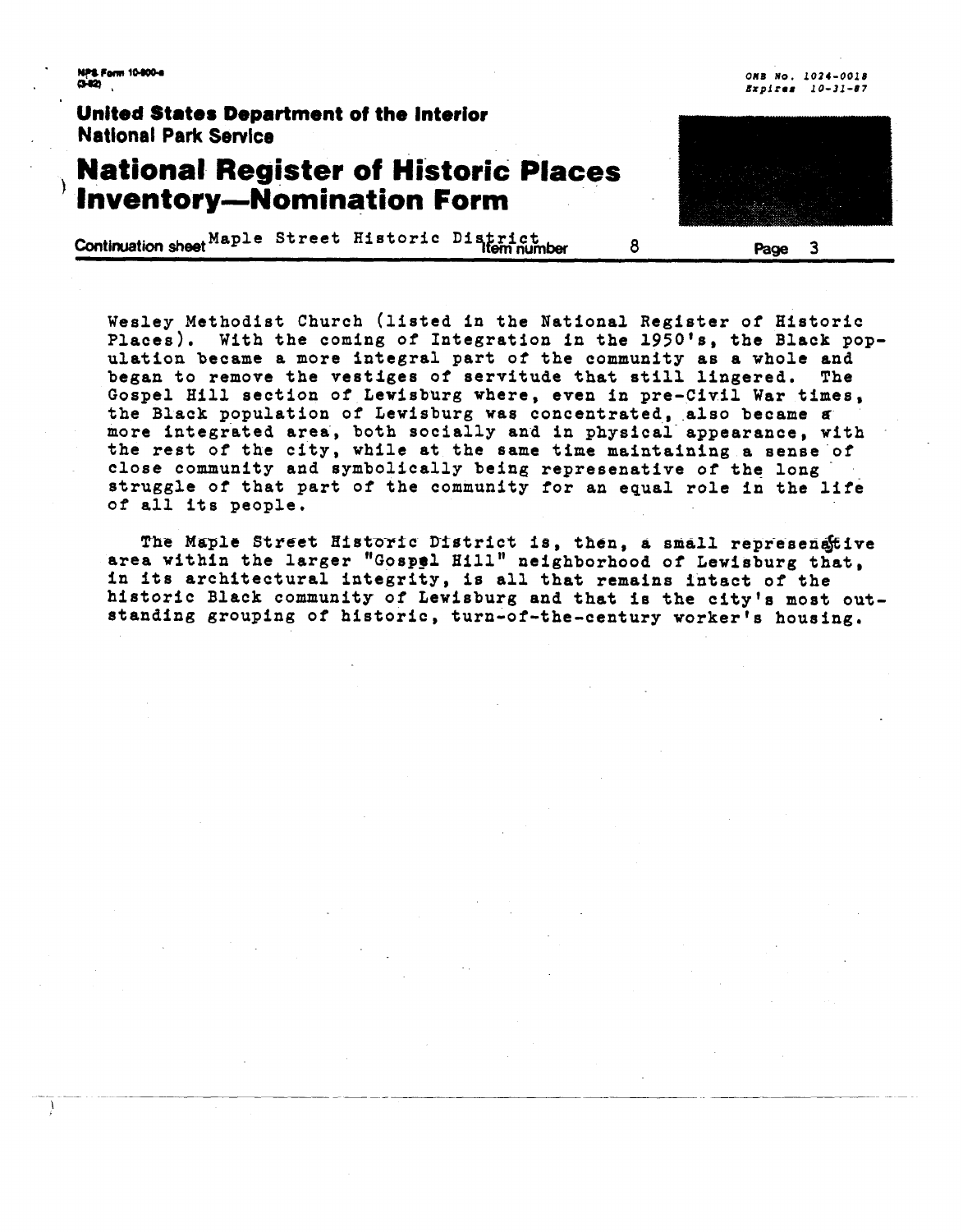Wesley Methodist Church (listed in the National Register of Historic Places). With the coming of Integration in the 1950's, the Black population became a more integral part of the community as a whole and began to remove the vestiges of servitude that still lingered. The Gospel Hill section of Lewisburg where, even in pre-Civil War times, the Black population of Lewisburg was concentrated, also became a more integrated area, both socially and in physical appearance, with the rest of the city, while at the same time maintaining a sense of close community and symbolically being represenative of the long struggle of that part of the community for an equal role in the life of all its people.

The Maple Street Historic District is, then, a small representative area within the larger "Gospel Hill" neighborhood of Lewisburg that, in its architectural integrity, is all that remains intact of the historic Black community of Lewisburg and that is the city's most outstanding grouping of historic, turn-of-the-century worker's housing.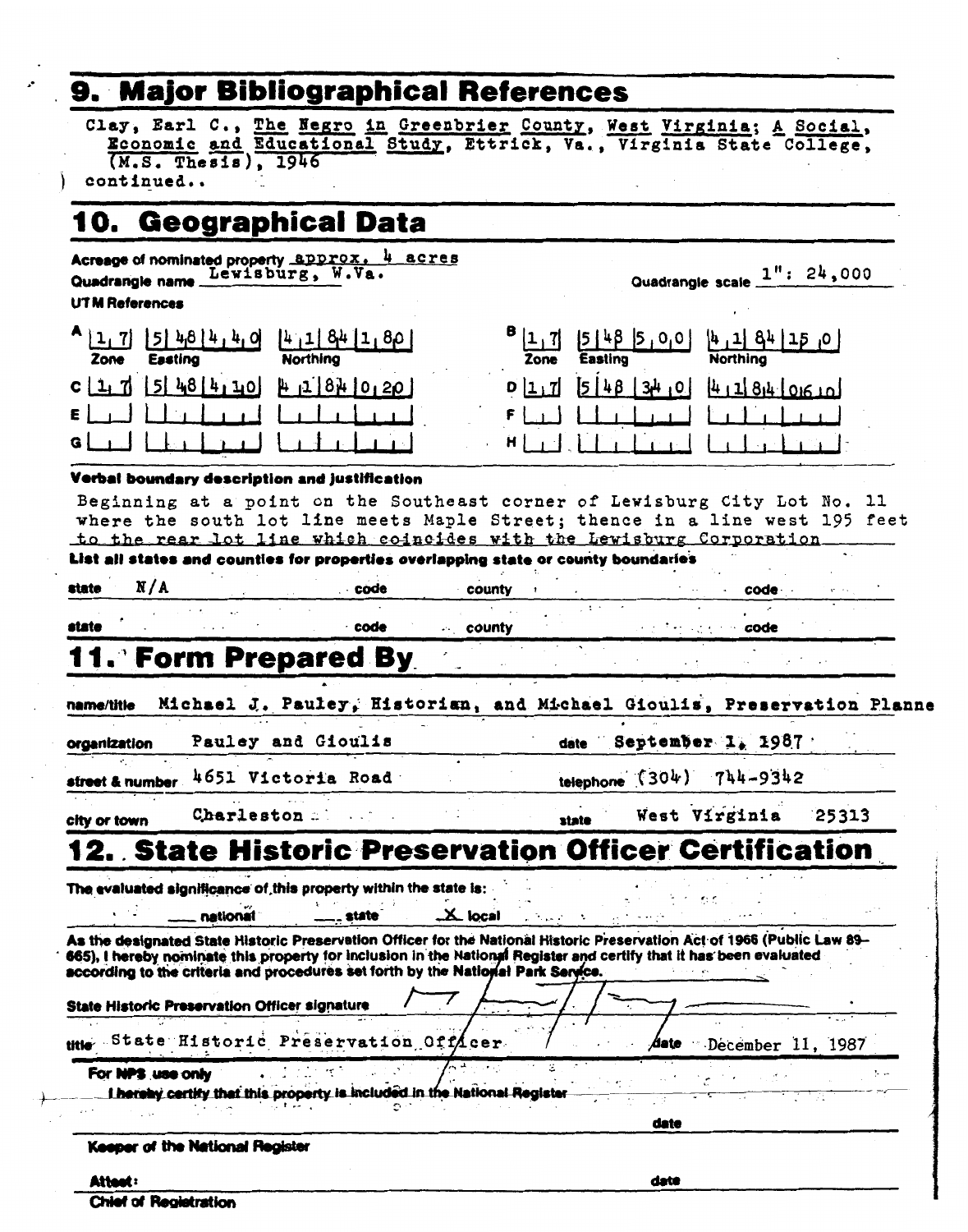## 9. Major Bibliographical References

Clay, Earl C., The Negro in Greenbrier County, West Virginia: A Social, Economic and Educational Study, Ettrick, Va., Virginia State College, (M.S. Thesis), 1946

continued..

## 10. Geographical Data

Acreage of nominated property approx. 4 acres

Quadrangle name Lewisburg, W.Va. | Quadrangle scale 1": 24,000

**UTM References**

| | Zone | Easting | Northing |
|---|---|---|---|
| A | 17 | 548440 | 4184180 |
| B | 17 | 548500 | 4184150 |
| C | 17 | 548410 | 4184020 |
| D | 17 | 548340 | 4184060 |
| E | | | |
| F | | | |
| G | | | |
| H | | | |

**Verbal boundary description and justification**

Beginning at a point on the Southeast corner of Lewisburg City Lot No. 11 where the south lot line meets Maple Street; thence in a line west 195 feet to the rear lot line which coincides with the Lewisburg Corporation

**List all states and counties for properties overlapping state or county boundaries**

| state | code | county | code |
|---|---|---|---|
| N/A | | | |
| | | | |

## 11. Form Prepared By

name/title Michael J. Pauley, Historian, and Michael Gioulis, Preservation Planne

organization Pauley and Gioulis | date September 1, 1987

street & number 4651 Victoria Road | telephone (304) 744-9342

city or town Charleston | state West Virginia 25313

## 12. State Historic Preservation Officer Certification

The evaluated significance of this property within the state is:

___ national ___ state X local

As the designated State Historic Preservation Officer for the National Historic Preservation Act of 1966 (Public Law 89-665), I hereby nominate this property for inclusion in the National Register and certify that it has been evaluated according to the criteria and procedures set forth by the National Park Service.

State Historic Preservation Officer signature

title State Historic Preservation Officer | date December 11, 1987

**For NPS use only**

I hereby certify that this property is included in the National Register

date

Keeper of the National Register

Attest: date

Chief of Registration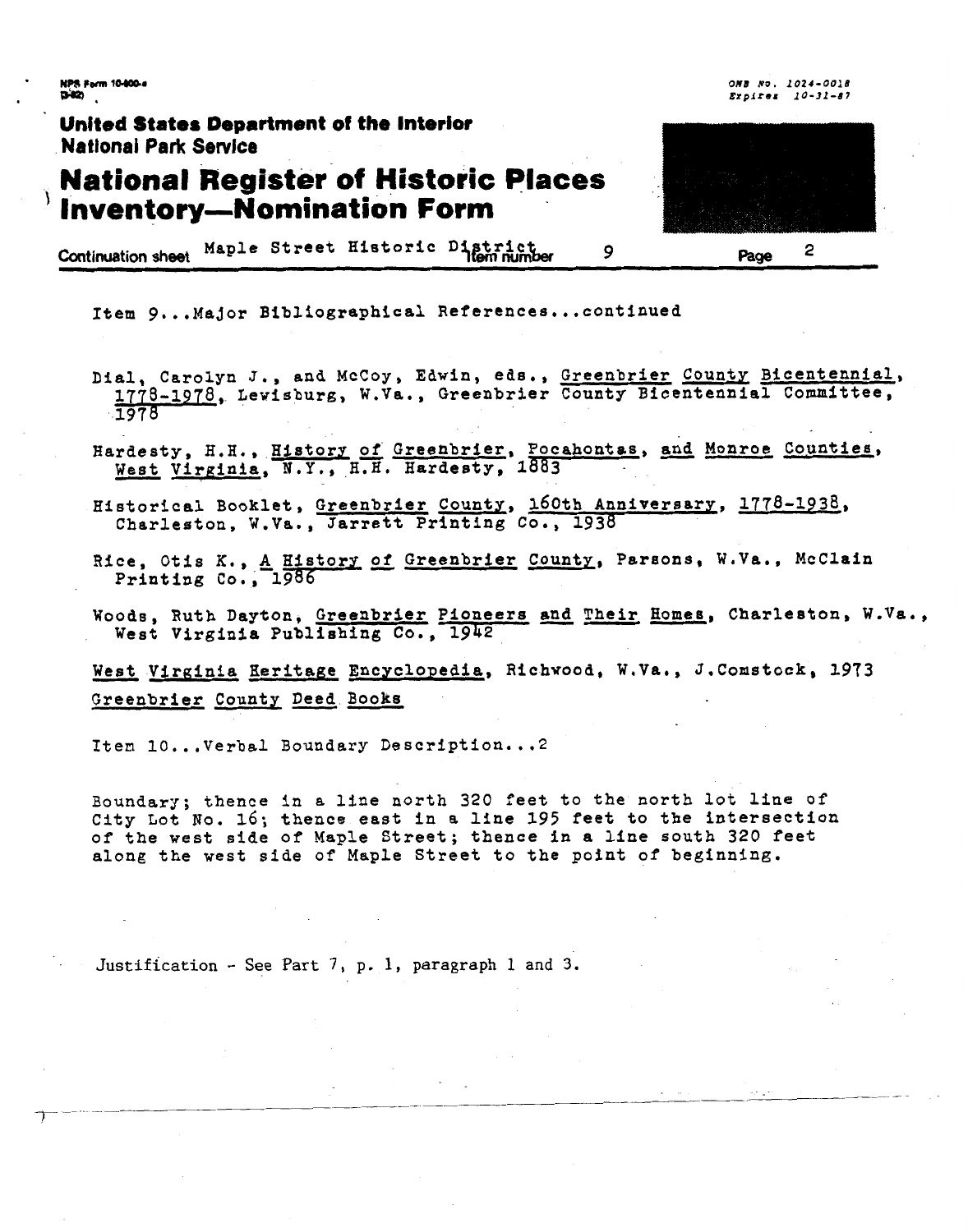NPS Form 10-900-a
(3-82)

OMB No. 1024-0018
Expires 10-31-87

**United States Department of the Interior**
**National Park Service**

# National Register of Historic Places Inventory—Nomination Form

Continuation sheet Maple Street Historic District Item number 9 Page 2

Item 9...Major Bibliographical References...continued

Dial, Carolyn J., and McCoy, Edwin, eds., Greenbrier County Bicentennial, 1778-1978, Lewisburg, W.Va., Greenbrier County Bicentennial Committee, 1978

Hardesty, H.H., History of Greenbrier, Pocahontas, and Monroe Counties, West Virginia, N.Y., H.H. Hardesty, 1883

Historical Booklet, Greenbrier County, 160th Anniversary, 1778-1938, Charleston, W.Va., Jarrett Printing Co., 1938

Rice, Otis K., A History of Greenbrier County, Parsons, W.Va., McClain Printing Co., 1986

Woods, Ruth Dayton, Greenbrier Pioneers and Their Homes, Charleston, W.Va., West Virginia Publishing Co., 1942

West Virginia Heritage Encyclopedia, Richwood, W.Va., J.Comstock, 1973

Greenbrier County Deed Books

Item 10...Verbal Boundary Description...2

Boundary; thence in a line north 320 feet to the north lot line of City Lot No. 16; thence east in a line 195 feet to the intersection of the west side of Maple Street; thence in a line south 320 feet along the west side of Maple Street to the point of beginning.

Justification - See Part 7, p. 1, paragraph 1 and 3.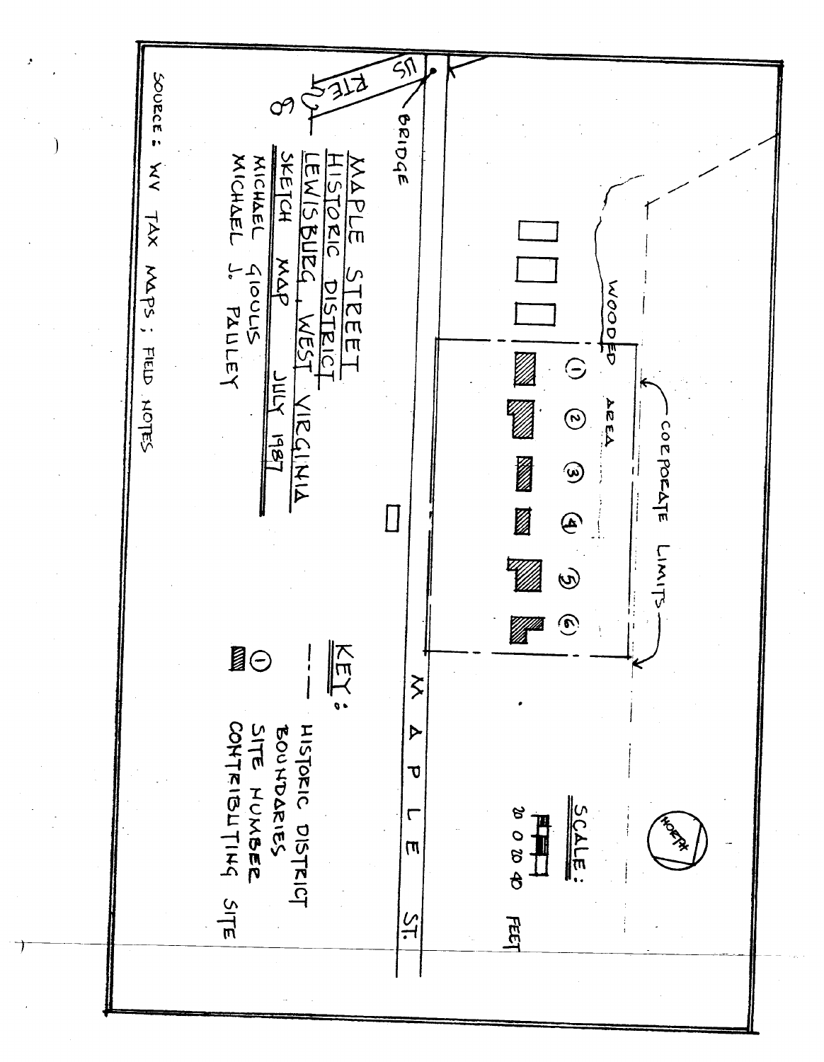# MAPLE STREET HISTORIC DISTRICT

**LEWISBURG, WEST VIRGINIA**

**SKETCH MAP** JULY 1987

MICHAEL GIOULIS
MICHAEL J. PAULEY

SOURCE: WV TAX MAPS; FIELD NOTES

US RTE 60

BRIDGE

WOODED AREA

CORPORATE LIMITS

MAPLE ST.

1 2 3 4 5 6

NORTH

SCALE: 20 0 20 40 FEET

**KEY:**

- — · — HISTORIC DISTRICT BOUNDARIES
- ① SITE NUMBER
- ▨ CONTRIBUTING SITE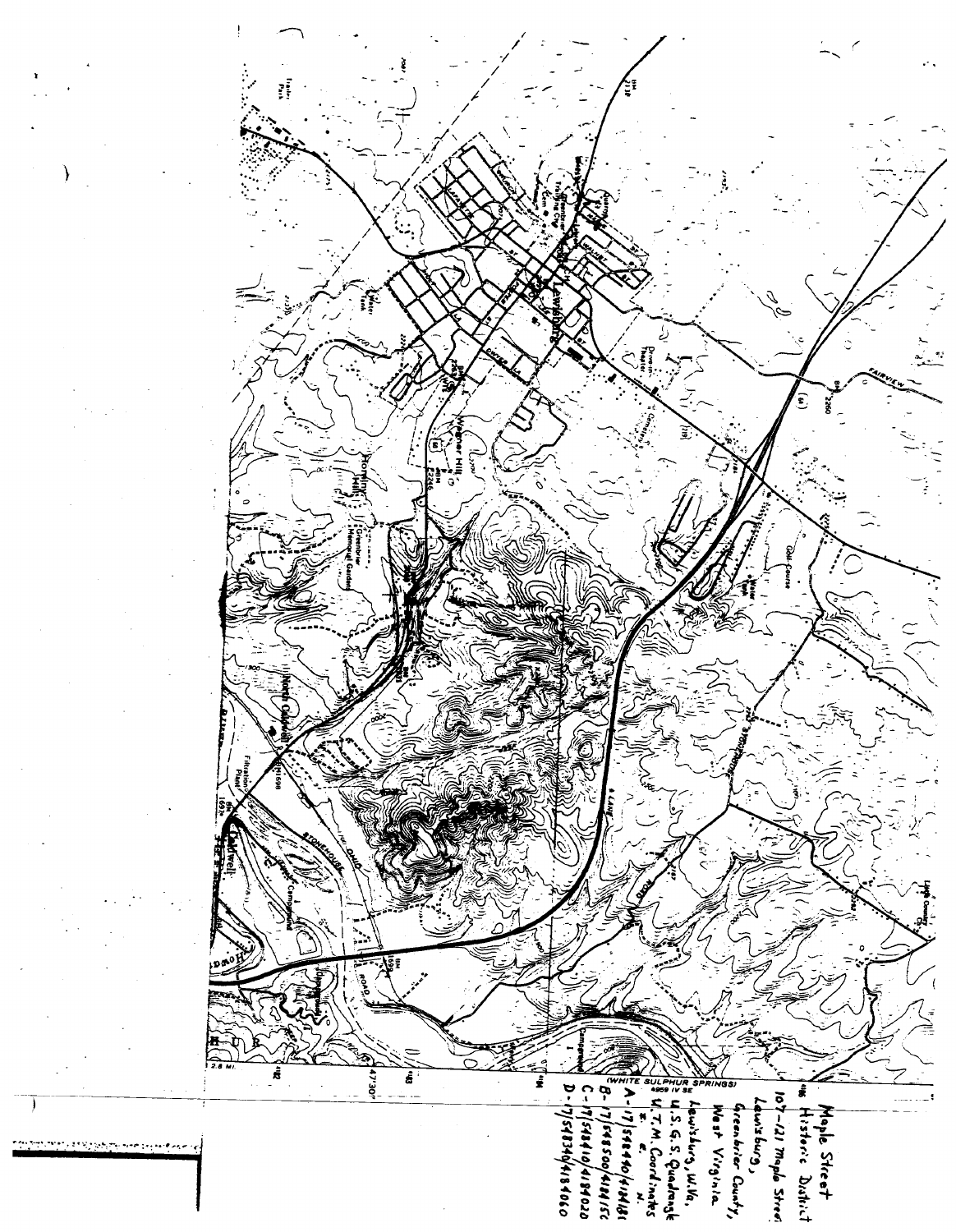Maple Street Historic District

107-121 Maple Street

Lewisburg,

Greenbrier County,

West Virginia.

Lewisburg, W.Va.

U.S.G.S. Quadrangle

U.T.M. Coordinates

| | E. | N. |
|---|---|---|
| A- | 17/548490 | 418418( |
| B- | 17/548500 | 418415( |
| C- | 17/548410 | 4184020 |
| D- | 17/548340 | 4184060 |